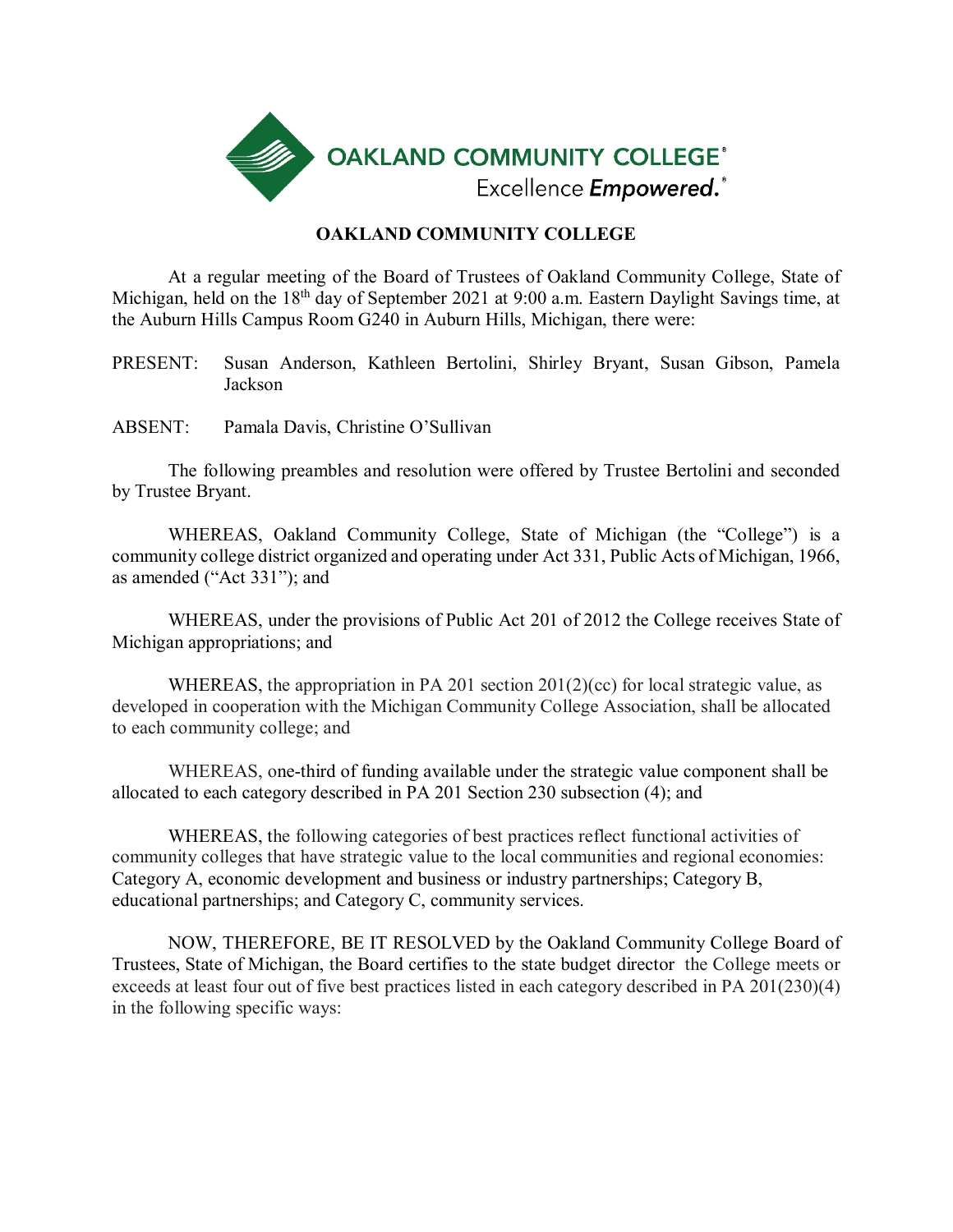OAKLAND COMMUNITY COLLEGE®
Excellence *Empowered.*®

**OAKLAND COMMUNITY COLLEGE**

At a regular meeting of the Board of Trustees of Oakland Community College, State of Michigan, held on the 18th day of September 2021 at 9:00 a.m. Eastern Daylight Savings time, at the Auburn Hills Campus Room G240 in Auburn Hills, Michigan, there were:

PRESENT: Susan Anderson, Kathleen Bertolini, Shirley Bryant, Susan Gibson, Pamela Jackson

ABSENT: Pamala Davis, Christine O'Sullivan

The following preambles and resolution were offered by Trustee Bertolini and seconded by Trustee Bryant.

WHEREAS, Oakland Community College, State of Michigan (the "College") is a community college district organized and operating under Act 331, Public Acts of Michigan, 1966, as amended ("Act 331"); and

WHEREAS, under the provisions of Public Act 201 of 2012 the College receives State of Michigan appropriations; and

WHEREAS, the appropriation in PA 201 section 201(2)(cc) for local strategic value, as developed in cooperation with the Michigan Community College Association, shall be allocated to each community college; and

WHEREAS, one-third of funding available under the strategic value component shall be allocated to each category described in PA 201 Section 230 subsection (4); and

WHEREAS, the following categories of best practices reflect functional activities of community colleges that have strategic value to the local communities and regional economies: Category A, economic development and business or industry partnerships; Category B, educational partnerships; and Category C, community services.

NOW, THEREFORE, BE IT RESOLVED by the Oakland Community College Board of Trustees, State of Michigan, the Board certifies to the state budget director the College meets or exceeds at least four out of five best practices listed in each category described in PA 201(230)(4) in the following specific ways: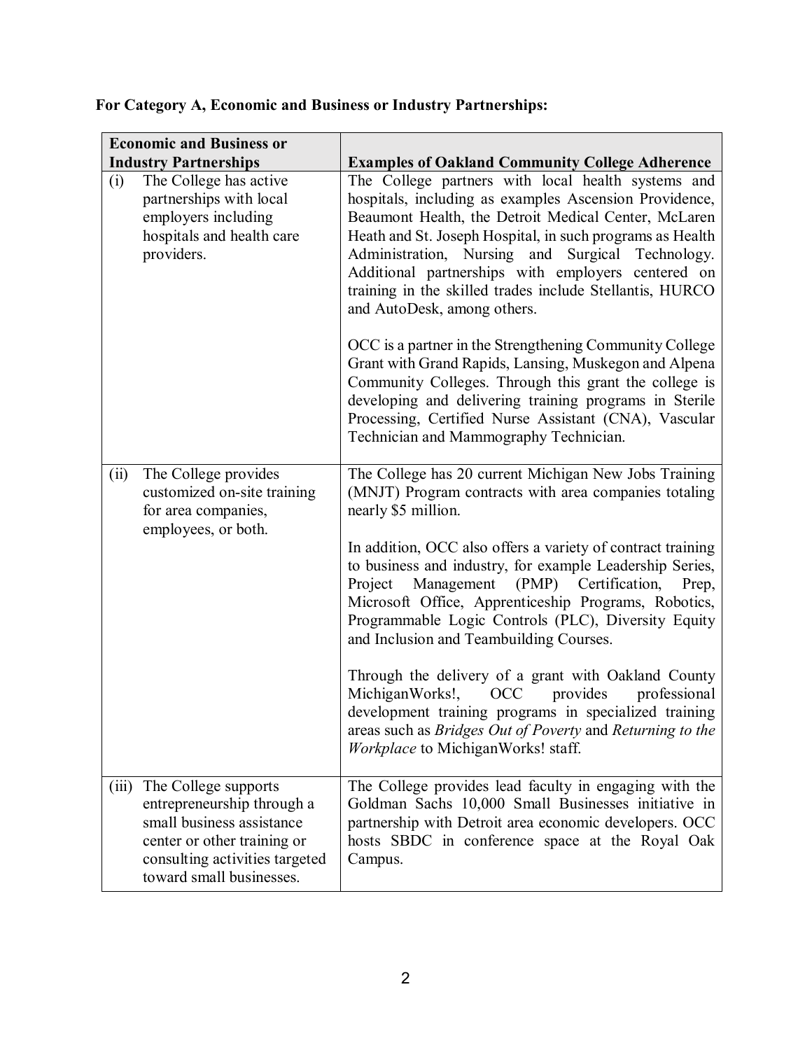**For Category A, Economic and Business or Industry Partnerships:**

| Economic and Business or Industry Partnerships | Examples of Oakland Community College Adherence |
|---|---|
| (i) The College has active partnerships with local employers including hospitals and health care providers. | The College partners with local health systems and hospitals, including as examples Ascension Providence, Beaumont Health, the Detroit Medical Center, McLaren Heath and St. Joseph Hospital, in such programs as Health Administration, Nursing and Surgical Technology. Additional partnerships with employers centered on training in the skilled trades include Stellantis, HURCO and AutoDesk, among others.<br><br>OCC is a partner in the Strengthening Community College Grant with Grand Rapids, Lansing, Muskegon and Alpena Community Colleges. Through this grant the college is developing and delivering training programs in Sterile Processing, Certified Nurse Assistant (CNA), Vascular Technician and Mammography Technician. |
| (ii) The College provides customized on-site training for area companies, employees, or both. | The College has 20 current Michigan New Jobs Training (MNJT) Program contracts with area companies totaling nearly $5 million.<br><br>In addition, OCC also offers a variety of contract training to business and industry, for example Leadership Series, Project Management (PMP) Certification, Prep, Microsoft Office, Apprenticeship Programs, Robotics, Programmable Logic Controls (PLC), Diversity Equity and Inclusion and Teambuilding Courses.<br><br>Through the delivery of a grant with Oakland County MichiganWorks!, OCC provides professional development training programs in specialized training areas such as *Bridges Out of Poverty* and *Returning to the Workplace* to MichiganWorks! staff. |
| (iii) The College supports entrepreneurship through a small business assistance center or other training or consulting activities targeted toward small businesses. | The College provides lead faculty in engaging with the Goldman Sachs 10,000 Small Businesses initiative in partnership with Detroit area economic developers. OCC hosts SBDC in conference space at the Royal Oak Campus. |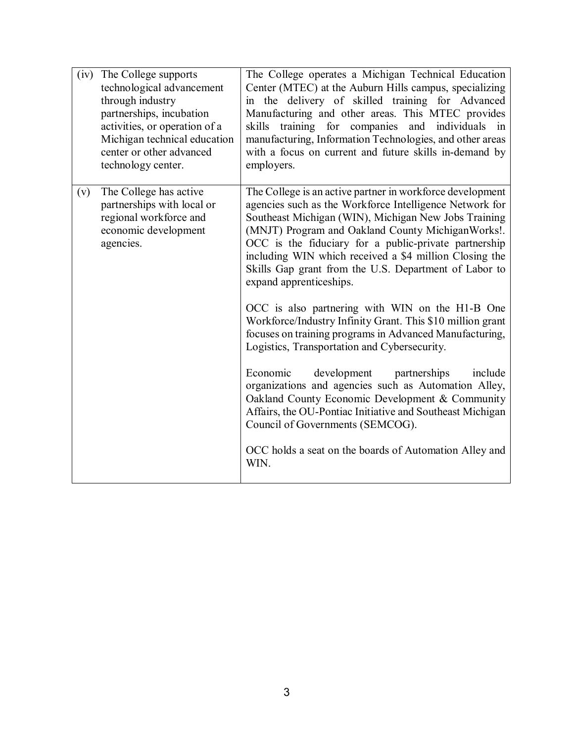| | |
|---|---|
| (iv) The College supports technological advancement through industry partnerships, incubation activities, or operation of a Michigan technical education center or other advanced technology center. | The College operates a Michigan Technical Education Center (MTEC) at the Auburn Hills campus, specializing in the delivery of skilled training for Advanced Manufacturing and other areas. This MTEC provides skills training for companies and individuals in manufacturing, Information Technologies, and other areas with a focus on current and future skills in-demand by employers. |
| (v) The College has active partnerships with local or regional workforce and economic development agencies. | The College is an active partner in workforce development agencies such as the Workforce Intelligence Network for Southeast Michigan (WIN), Michigan New Jobs Training (MNJT) Program and Oakland County MichiganWorks!. OCC is the fiduciary for a public-private partnership including WIN which received a $4 million Closing the Skills Gap grant from the U.S. Department of Labor to expand apprenticeships.<br><br>OCC is also partnering with WIN on the H1-B One Workforce/Industry Infinity Grant. This $10 million grant focuses on training programs in Advanced Manufacturing, Logistics, Transportation and Cybersecurity.<br><br>Economic development partnerships include organizations and agencies such as Automation Alley, Oakland County Economic Development & Community Affairs, the OU-Pontiac Initiative and Southeast Michigan Council of Governments (SEMCOG).<br><br>OCC holds a seat on the boards of Automation Alley and WIN. |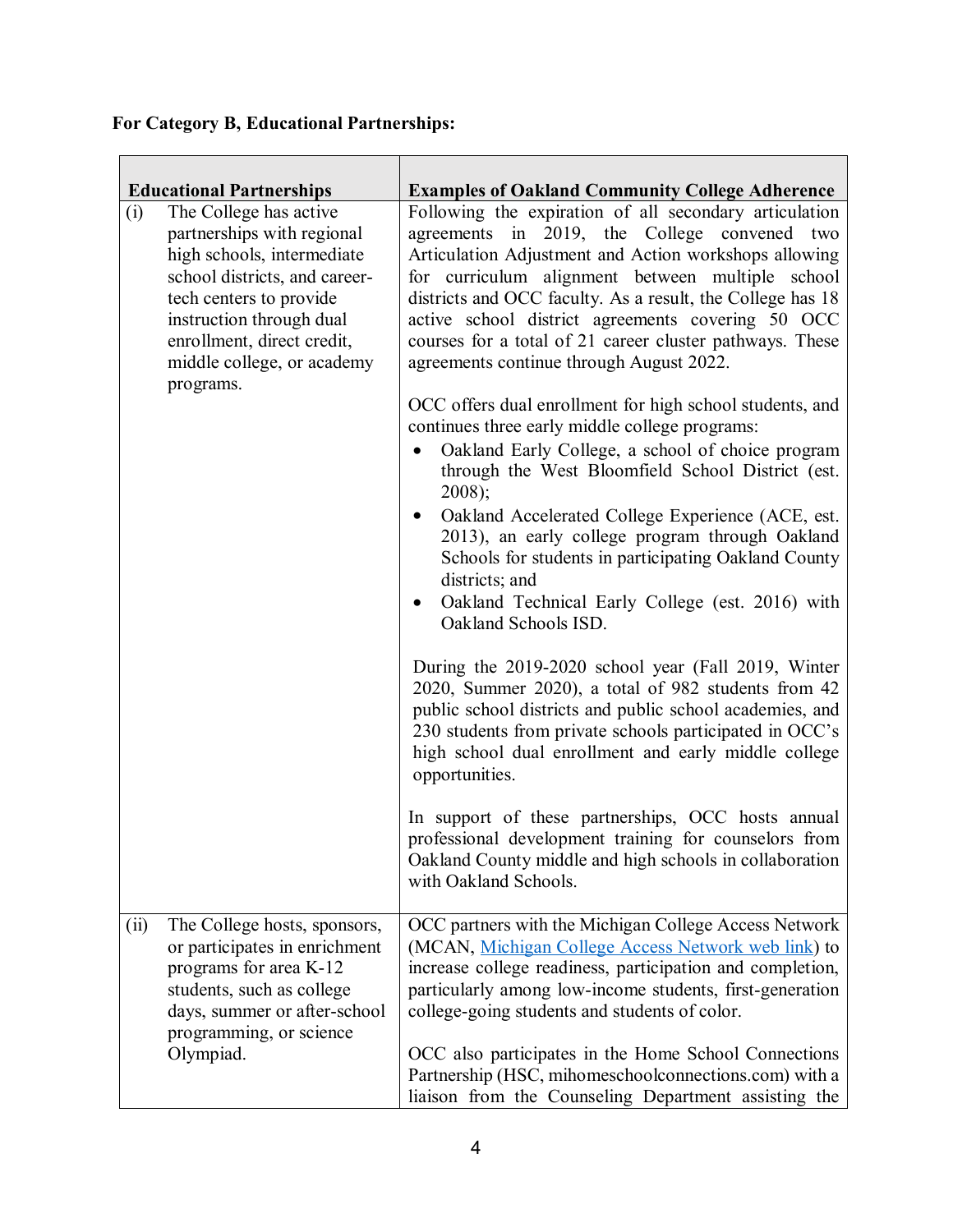**For Category B, Educational Partnerships:**

| Educational Partnerships | Examples of Oakland Community College Adherence |
|---|---|
| (i) The College has active partnerships with regional high schools, intermediate school districts, and career-tech centers to provide instruction through dual enrollment, direct credit, middle college, or academy programs. | Following the expiration of all secondary articulation agreements in 2019, the College convened two Articulation Adjustment and Action workshops allowing for curriculum alignment between multiple school districts and OCC faculty. As a result, the College has 18 active school district agreements covering 50 OCC courses for a total of 21 career cluster pathways. These agreements continue through August 2022.<br><br>OCC offers dual enrollment for high school students, and continues three early middle college programs:<br>• Oakland Early College, a school of choice program through the West Bloomfield School District (est. 2008);<br>• Oakland Accelerated College Experience (ACE, est. 2013), an early college program through Oakland Schools for students in participating Oakland County districts; and<br>• Oakland Technical Early College (est. 2016) with Oakland Schools ISD.<br><br>During the 2019-2020 school year (Fall 2019, Winter 2020, Summer 2020), a total of 982 students from 42 public school districts and public school academies, and 230 students from private schools participated in OCC's high school dual enrollment and early middle college opportunities.<br><br>In support of these partnerships, OCC hosts annual professional development training for counselors from Oakland County middle and high schools in collaboration with Oakland Schools. |
| (ii) The College hosts, sponsors, or participates in enrichment programs for area K-12 students, such as college days, summer or after-school programming, or science Olympiad. | OCC partners with the Michigan College Access Network (MCAN, Michigan College Access Network web link) to increase college readiness, participation and completion, particularly among low-income students, first-generation college-going students and students of color.<br><br>OCC also participates in the Home School Connections Partnership (HSC, mihomeschoolconnections.com) with a liaison from the Counseling Department assisting the |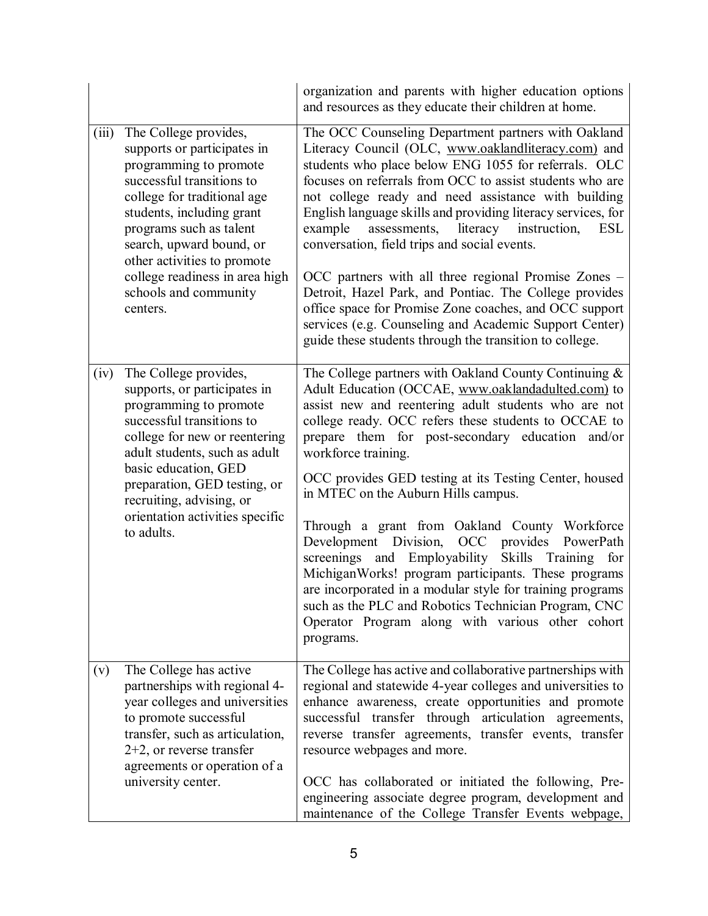| | |
|---|---|
| | organization and parents with higher education options and resources as they educate their children at home. |
| (iii) The College provides, supports or participates in programming to promote successful transitions to college for traditional age students, including grant programs such as talent search, upward bound, or other activities to promote college readiness in area high schools and community centers. | The OCC Counseling Department partners with Oakland Literacy Council (OLC, www.oaklandliteracy.com) and students who place below ENG 1055 for referrals. OLC focuses on referrals from OCC to assist students who are not college ready and need assistance with building English language skills and providing literacy services, for example assessments, literacy instruction, ESL conversation, field trips and social events.<br><br>OCC partners with all three regional Promise Zones – Detroit, Hazel Park, and Pontiac. The College provides office space for Promise Zone coaches, and OCC support services (e.g. Counseling and Academic Support Center) guide these students through the transition to college. |
| (iv) The College provides, supports, or participates in programming to promote successful transitions to college for new or reentering adult students, such as adult basic education, GED preparation, GED testing, or recruiting, advising, or orientation activities specific to adults. | The College partners with Oakland County Continuing & Adult Education (OCCAE, www.oaklandadulted.com) to assist new and reentering adult students who are not college ready. OCC refers these students to OCCAE to prepare them for post-secondary education and/or workforce training.<br><br>OCC provides GED testing at its Testing Center, housed in MTEC on the Auburn Hills campus.<br><br>Through a grant from Oakland County Workforce Development Division, OCC provides PowerPath screenings and Employability Skills Training for MichiganWorks! program participants. These programs are incorporated in a modular style for training programs such as the PLC and Robotics Technician Program, CNC Operator Program along with various other cohort programs. |
| (v) The College has active partnerships with regional 4-year colleges and universities to promote successful transfer, such as articulation, 2+2, or reverse transfer agreements or operation of a university center. | The College has active and collaborative partnerships with regional and statewide 4-year colleges and universities to enhance awareness, create opportunities and promote successful transfer through articulation agreements, reverse transfer agreements, transfer events, transfer resource webpages and more.<br><br>OCC has collaborated or initiated the following, Pre-engineering associate degree program, development and maintenance of the College Transfer Events webpage, |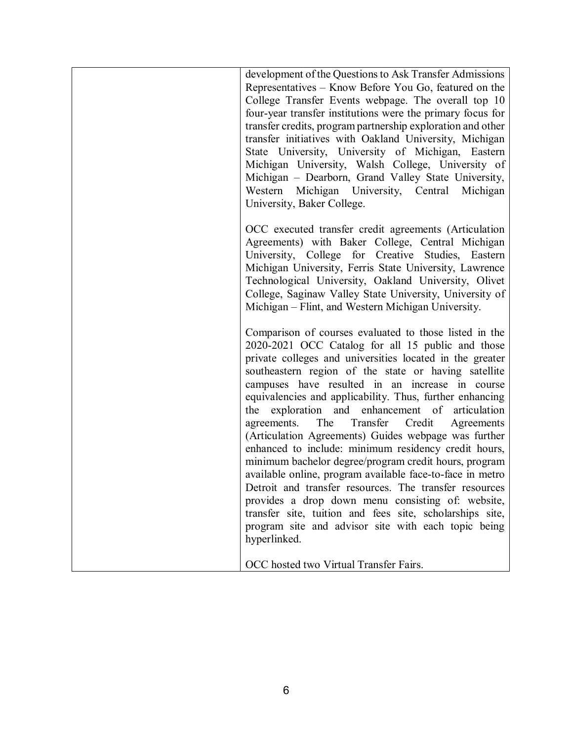| | |
|---|---|
| | development of the Questions to Ask Transfer Admissions Representatives – Know Before You Go, featured on the College Transfer Events webpage. The overall top 10 four-year transfer institutions were the primary focus for transfer credits, program partnership exploration and other transfer initiatives with Oakland University, Michigan State University, University of Michigan, Eastern Michigan University, Walsh College, University of Michigan – Dearborn, Grand Valley State University, Western Michigan University, Central Michigan University, Baker College.<br><br>OCC executed transfer credit agreements (Articulation Agreements) with Baker College, Central Michigan University, College for Creative Studies, Eastern Michigan University, Ferris State University, Lawrence Technological University, Oakland University, Olivet College, Saginaw Valley State University, University of Michigan – Flint, and Western Michigan University.<br><br>Comparison of courses evaluated to those listed in the 2020-2021 OCC Catalog for all 15 public and those private colleges and universities located in the greater southeastern region of the state or having satellite campuses have resulted in an increase in course equivalencies and applicability. Thus, further enhancing the exploration and enhancement of articulation agreements. The Transfer Credit Agreements (Articulation Agreements) Guides webpage was further enhanced to include: minimum residency credit hours, minimum bachelor degree/program credit hours, program available online, program available face-to-face in metro Detroit and transfer resources. The transfer resources provides a drop down menu consisting of: website, transfer site, tuition and fees site, scholarships site, program site and advisor site with each topic being hyperlinked.<br><br>OCC hosted two Virtual Transfer Fairs. |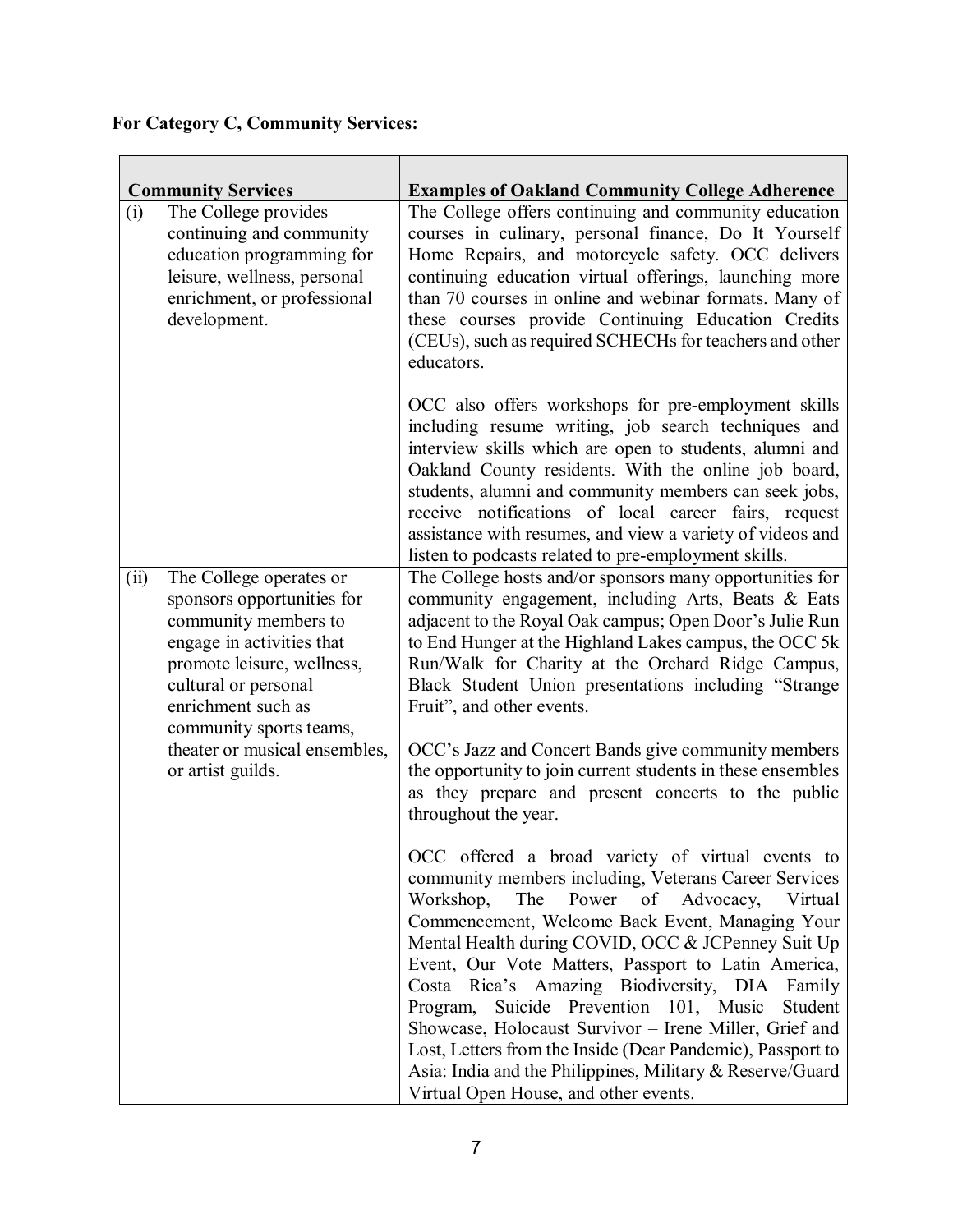**For Category C, Community Services:**

| Community Services | Examples of Oakland Community College Adherence |
|---|---|
| (i) The College provides continuing and community education programming for leisure, wellness, personal enrichment, or professional development. | The College offers continuing and community education courses in culinary, personal finance, Do It Yourself Home Repairs, and motorcycle safety. OCC delivers continuing education virtual offerings, launching more than 70 courses in online and webinar formats. Many of these courses provide Continuing Education Credits (CEUs), such as required SCHECHs for teachers and other educators.<br><br>OCC also offers workshops for pre-employment skills including resume writing, job search techniques and interview skills which are open to students, alumni and Oakland County residents. With the online job board, students, alumni and community members can seek jobs, receive notifications of local career fairs, request assistance with resumes, and view a variety of videos and listen to podcasts related to pre-employment skills. |
| (ii) The College operates or sponsors opportunities for community members to engage in activities that promote leisure, wellness, cultural or personal enrichment such as community sports teams, theater or musical ensembles, or artist guilds. | The College hosts and/or sponsors many opportunities for community engagement, including Arts, Beats & Eats adjacent to the Royal Oak campus; Open Door's Julie Run to End Hunger at the Highland Lakes campus, the OCC 5k Run/Walk for Charity at the Orchard Ridge Campus, Black Student Union presentations including "Strange Fruit", and other events.<br><br>OCC's Jazz and Concert Bands give community members the opportunity to join current students in these ensembles as they prepare and present concerts to the public throughout the year.<br><br>OCC offered a broad variety of virtual events to community members including, Veterans Career Services Workshop, The Power of Advocacy, Virtual Commencement, Welcome Back Event, Managing Your Mental Health during COVID, OCC & JCPenney Suit Up Event, Our Vote Matters, Passport to Latin America, Costa Rica's Amazing Biodiversity, DIA Family Program, Suicide Prevention 101, Music Student Showcase, Holocaust Survivor – Irene Miller, Grief and Lost, Letters from the Inside (Dear Pandemic), Passport to Asia: India and the Philippines, Military & Reserve/Guard Virtual Open House, and other events. |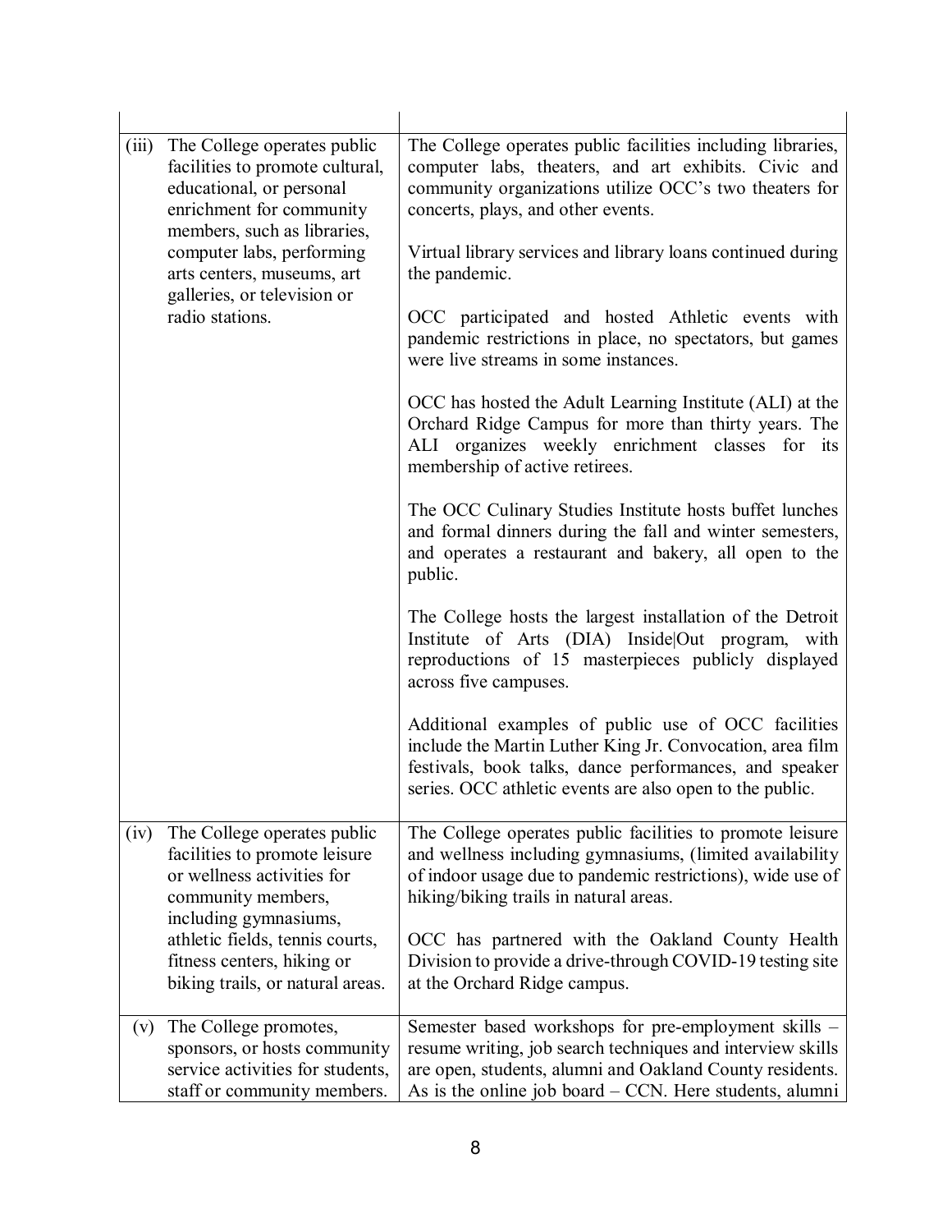| | | |
|---|---|---|
| (iii) | The College operates public facilities to promote cultural, educational, or personal enrichment for community members, such as libraries, computer labs, performing arts centers, museums, art galleries, or television or radio stations. | The College operates public facilities including libraries, computer labs, theaters, and art exhibits. Civic and community organizations utilize OCC's two theaters for concerts, plays, and other events.<br><br>Virtual library services and library loans continued during the pandemic.<br><br>OCC participated and hosted Athletic events with pandemic restrictions in place, no spectators, but games were live streams in some instances.<br><br>OCC has hosted the Adult Learning Institute (ALI) at the Orchard Ridge Campus for more than thirty years. The ALI organizes weekly enrichment classes for its membership of active retirees.<br><br>The OCC Culinary Studies Institute hosts buffet lunches and formal dinners during the fall and winter semesters, and operates a restaurant and bakery, all open to the public.<br><br>The College hosts the largest installation of the Detroit Institute of Arts (DIA) Inside\|Out program, with reproductions of 15 masterpieces publicly displayed across five campuses.<br><br>Additional examples of public use of OCC facilities include the Martin Luther King Jr. Convocation, area film festivals, book talks, dance performances, and speaker series. OCC athletic events are also open to the public. |
| (iv) | The College operates public facilities to promote leisure or wellness activities for community members, including gymnasiums, athletic fields, tennis courts, fitness centers, hiking or biking trails, or natural areas. | The College operates public facilities to promote leisure and wellness including gymnasiums, (limited availability of indoor usage due to pandemic restrictions), wide use of hiking/biking trails in natural areas.<br><br>OCC has partnered with the Oakland County Health Division to provide a drive-through COVID-19 testing site at the Orchard Ridge campus. |
| (v) | The College promotes, sponsors, or hosts community service activities for students, staff or community members. | Semester based workshops for pre-employment skills – resume writing, job search techniques and interview skills are open, students, alumni and Oakland County residents. As is the online job board – CCN. Here students, alumni |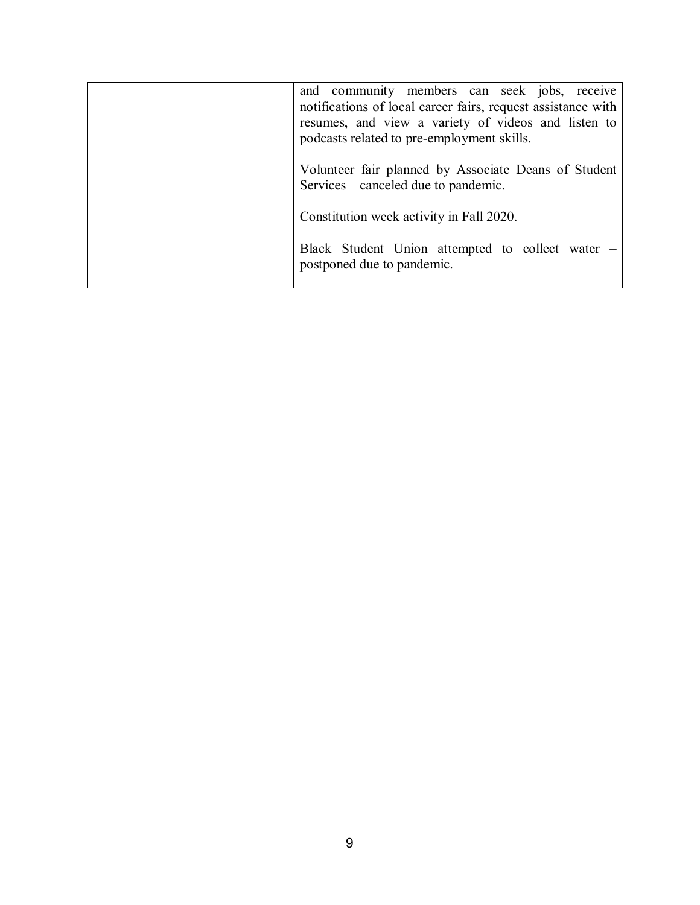| | |
|---|---|
| | and community members can seek jobs, receive notifications of local career fairs, request assistance with resumes, and view a variety of videos and listen to podcasts related to pre-employment skills.<br><br>Volunteer fair planned by Associate Deans of Student Services – canceled due to pandemic.<br><br>Constitution week activity in Fall 2020.<br><br>Black Student Union attempted to collect water – postponed due to pandemic. |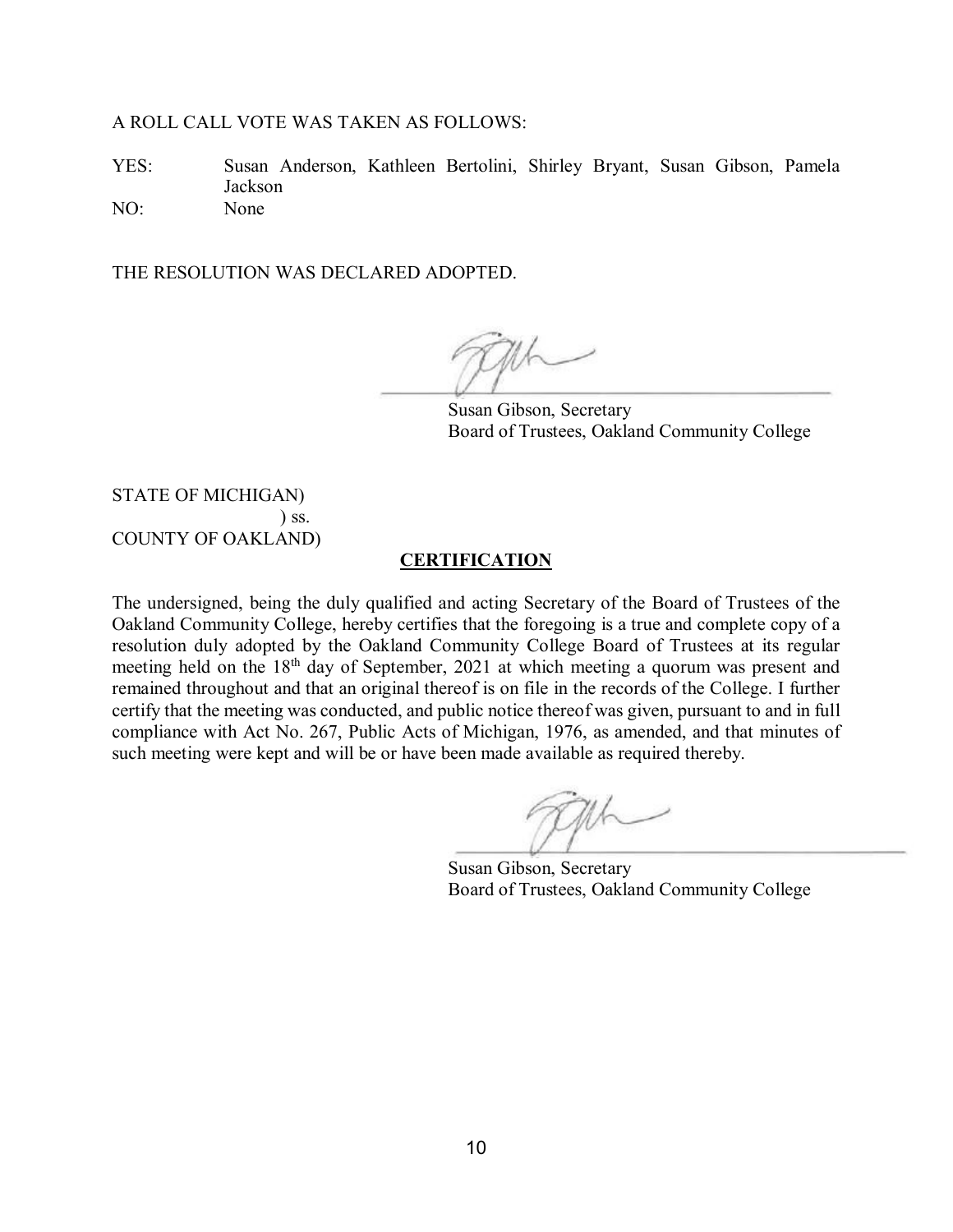A ROLL CALL VOTE WAS TAKEN AS FOLLOWS:

YES: Susan Anderson, Kathleen Bertolini, Shirley Bryant, Susan Gibson, Pamela Jackson

NO: None

THE RESOLUTION WAS DECLARED ADOPTED.

Susan Gibson, Secretary
Board of Trustees, Oakland Community College

STATE OF MICHIGAN)
) ss.
COUNTY OF OAKLAND)

**CERTIFICATION**

The undersigned, being the duly qualified and acting Secretary of the Board of Trustees of the Oakland Community College, hereby certifies that the foregoing is a true and complete copy of a resolution duly adopted by the Oakland Community College Board of Trustees at its regular meeting held on the 18th day of September, 2021 at which meeting a quorum was present and remained throughout and that an original thereof is on file in the records of the College. I further certify that the meeting was conducted, and public notice thereof was given, pursuant to and in full compliance with Act No. 267, Public Acts of Michigan, 1976, as amended, and that minutes of such meeting were kept and will be or have been made available as required thereby.

Susan Gibson, Secretary
Board of Trustees, Oakland Community College